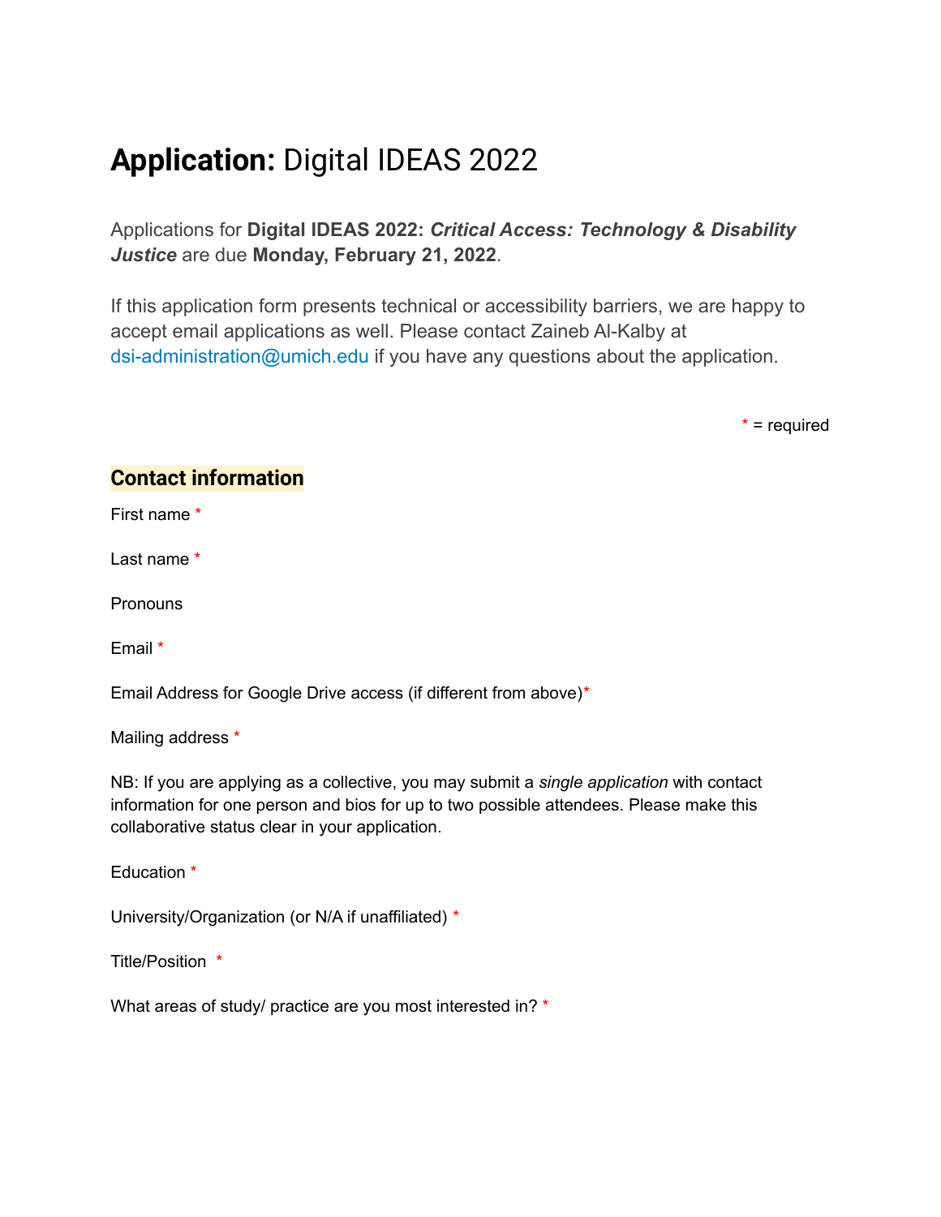# **Application:** Digital IDEAS 2022

Applications for **Digital IDEAS 2022: *Critical Access: Technology & Disability Justice*** are due **Monday, February 21, 2022**.

If this application form presents technical or accessibility barriers, we are happy to accept email applications as well. Please contact Zaineb Al-Kalby at dsi-administration@umich.edu if you have any questions about the application.

\* = required

## Contact information

First name *

Last name *

Pronouns

Email *

Email Address for Google Drive access (if different from above)*

Mailing address *

NB: If you are applying as a collective, you may submit a *single application* with contact information for one person and bios for up to two possible attendees. Please make this collaborative status clear in your application.

Education *

University/Organization (or N/A if unaffiliated) *

Title/Position *

What areas of study/ practice are you most interested in? *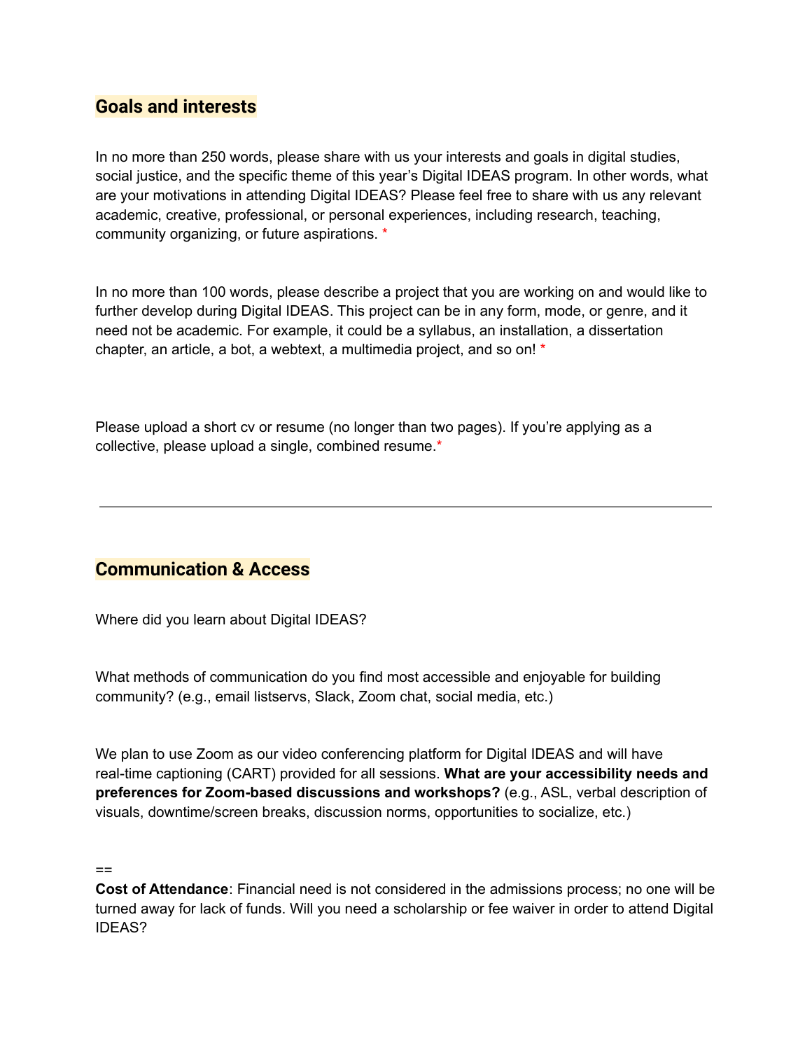## Goals and interests

In no more than 250 words, please share with us your interests and goals in digital studies, social justice, and the specific theme of this year's Digital IDEAS program. In other words, what are your motivations in attending Digital IDEAS? Please feel free to share with us any relevant academic, creative, professional, or personal experiences, including research, teaching, community organizing, or future aspirations. *

In no more than 100 words, please describe a project that you are working on and would like to further develop during Digital IDEAS. This project can be in any form, mode, or genre, and it need not be academic. For example, it could be a syllabus, an installation, a dissertation chapter, an article, a bot, a webtext, a multimedia project, and so on! *

Please upload a short cv or resume (no longer than two pages). If you're applying as a collective, please upload a single, combined resume.*

---

## Communication & Access

Where did you learn about Digital IDEAS?

What methods of communication do you find most accessible and enjoyable for building community? (e.g., email listservs, Slack, Zoom chat, social media, etc.)

We plan to use Zoom as our video conferencing platform for Digital IDEAS and will have real-time captioning (CART) provided for all sessions. **What are your accessibility needs and preferences for Zoom-based discussions and workshops?** (e.g., ASL, verbal description of visuals, downtime/screen breaks, discussion norms, opportunities to socialize, etc.)

==

**Cost of Attendance**: Financial need is not considered in the admissions process; no one will be turned away for lack of funds. Will you need a scholarship or fee waiver in order to attend Digital IDEAS?